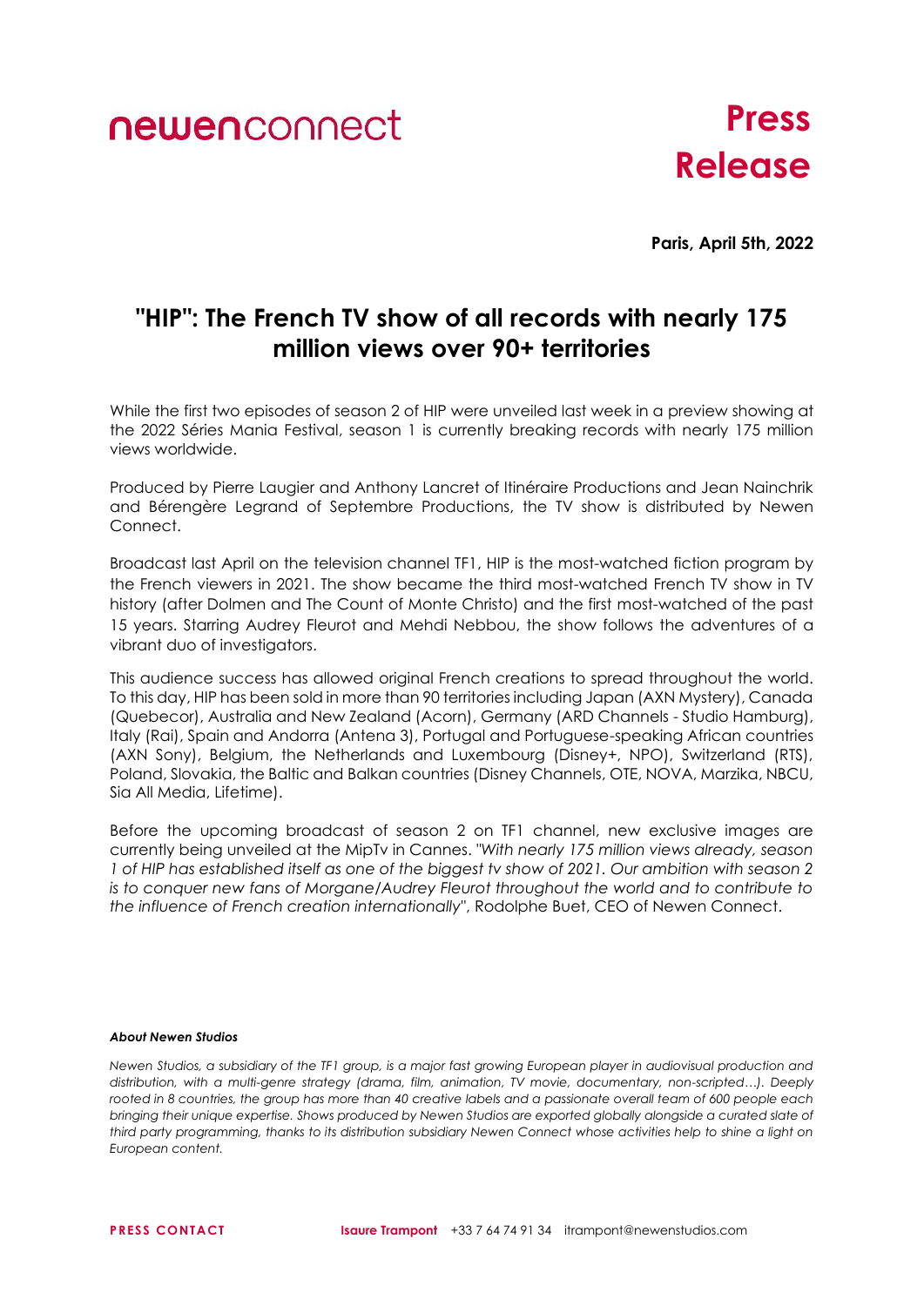newenconnect

# Press Release

**Paris, April 5th, 2022**

## "HIP": The French TV show of all records with nearly 175 million views over 90+ territories

While the first two episodes of season 2 of HIP were unveiled last week in a preview showing at the 2022 Séries Mania Festival, season 1 is currently breaking records with nearly 175 million views worldwide.

Produced by Pierre Laugier and Anthony Lancret of Itinéraire Productions and Jean Nainchrik and Bérengère Legrand of Septembre Productions, the TV show is distributed by Newen Connect.

Broadcast last April on the television channel TF1, HIP is the most-watched fiction program by the French viewers in 2021. The show became the third most-watched French TV show in TV history (after Dolmen and The Count of Monte Christo) and the first most-watched of the past 15 years. Starring Audrey Fleurot and Mehdi Nebbou, the show follows the adventures of a vibrant duo of investigators.

This audience success has allowed original French creations to spread throughout the world. To this day, HIP has been sold in more than 90 territories including Japan (AXN Mystery), Canada (Quebecor), Australia and New Zealand (Acorn), Germany (ARD Channels - Studio Hamburg), Italy (Rai), Spain and Andorra (Antena 3), Portugal and Portuguese-speaking African countries (AXN Sony), Belgium, the Netherlands and Luxembourg (Disney+, NPO), Switzerland (RTS), Poland, Slovakia, the Baltic and Balkan countries (Disney Channels, OTE, NOVA, Marzika, NBCU, Sia All Media, Lifetime).

Before the upcoming broadcast of season 2 on TF1 channel, new exclusive images are currently being unveiled at the MipTv in Cannes. *"With nearly 175 million views already, season 1 of HIP has established itself as one of the biggest tv show of 2021. Our ambition with season 2 is to conquer new fans of Morgane/Audrey Fleurot throughout the world and to contribute to the influence of French creation internationally"*, Rodolphe Buet, CEO of Newen Connect.

***About Newen Studios***

*Newen Studios, a subsidiary of the TF1 group, is a major fast growing European player in audiovisual production and distribution, with a multi-genre strategy (drama, film, animation, TV movie, documentary, non-scripted…). Deeply rooted in 8 countries, the group has more than 40 creative labels and a passionate overall team of 600 people each bringing their unique expertise. Shows produced by Newen Studios are exported globally alongside a curated slate of third party programming, thanks to its distribution subsidiary Newen Connect whose activities help to shine a light on European content.*

**PRESS CONTACT** **Isaure Trampont** +33 7 64 74 91 34 itrampont@newenstudios.com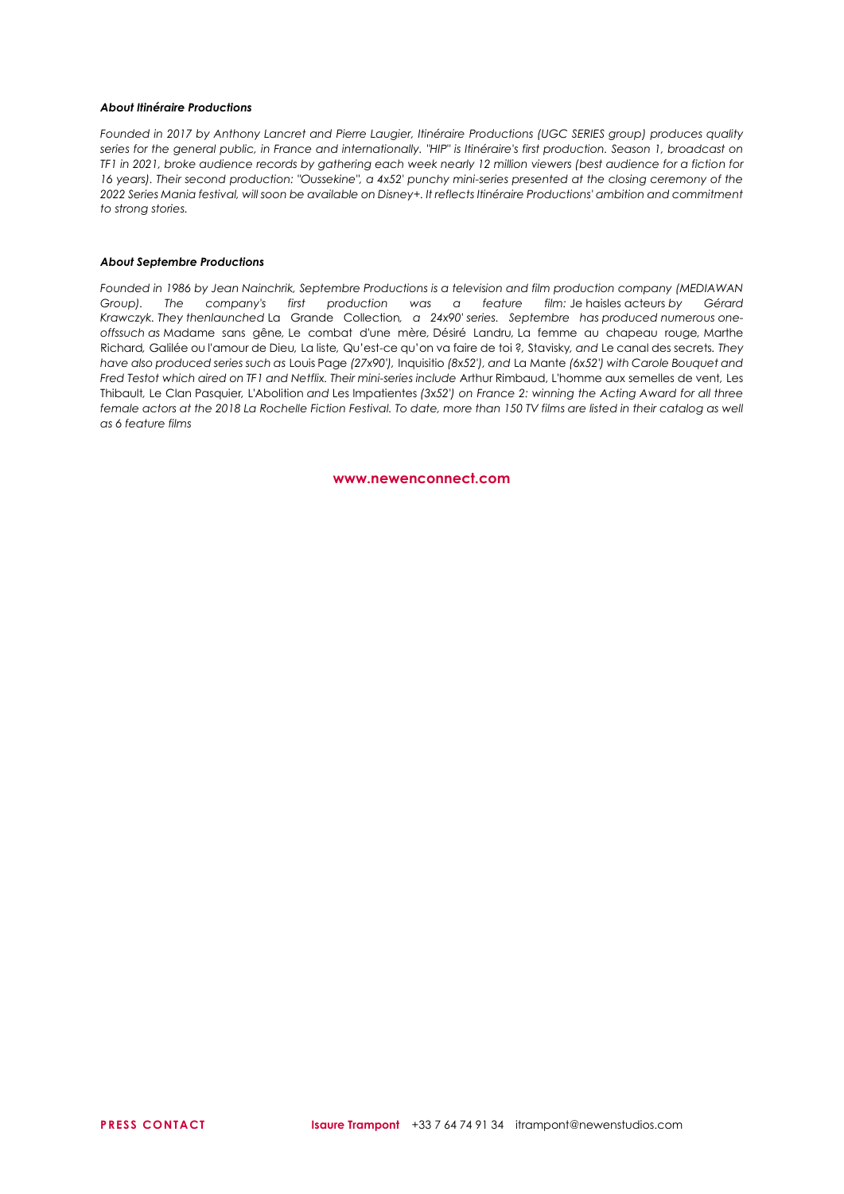### *About Itinéraire Productions*

*Founded in 2017 by Anthony Lancret and Pierre Laugier, Itinéraire Productions (UGC SERIES group) produces quality series for the general public, in France and internationally. "HIP" is Itinéraire's first production. Season 1, broadcast on TF1 in 2021, broke audience records by gathering each week nearly 12 million viewers (best audience for a fiction for 16 years). Their second production: "Oussekine", a 4x52' punchy mini-series presented at the closing ceremony of the 2022 Series Mania festival, will soon be available on Disney+. It reflects Itinéraire Productions' ambition and commitment to strong stories.*

### *About Septembre Productions*

*Founded in 1986 by Jean Nainchrik, Septembre Productions is a television and film production company (MEDIAWAN Group). The company's first production was a feature film:* Je haisles acteurs *by Gérard Krawczyk. They thenlaunched* La Grande Collection*, a 24x90' series. Septembre has produced numerous one-offssuch as* Madame sans gêne, Le combat d'une mère, Désiré Landru, La femme au chapeau rouge, Marthe Richard*,* Galilée ou l'amour de Dieu*,* La liste*,* Qu'est-ce qu'on va faire de toi ?*,* Stavisky*, and* Le canal des secrets*. They have also produced series such as* Louis Page *(27x90'),* Inquisitio *(8x52'), and* La Mante *(6x52') with Carole Bouquet and Fred Testot which aired on TF1 and Netflix. Their mini-series include* Arthur Rimbaud, L'homme aux semelles de vent, Les Thibault, Le Clan Pasquier, L'Abolition *and* Les Impatientes *(3x52') on France 2: winning the Acting Award for all three female actors at the 2018 La Rochelle Fiction Festival. To date, more than 150 TV films are listed in their catalog as well as 6 feature films*

**www.newenconnect.com**

**PRESS CONTACT** **Isaure Trampont** +33 7 64 74 91 34 itrampont@newenstudios.com